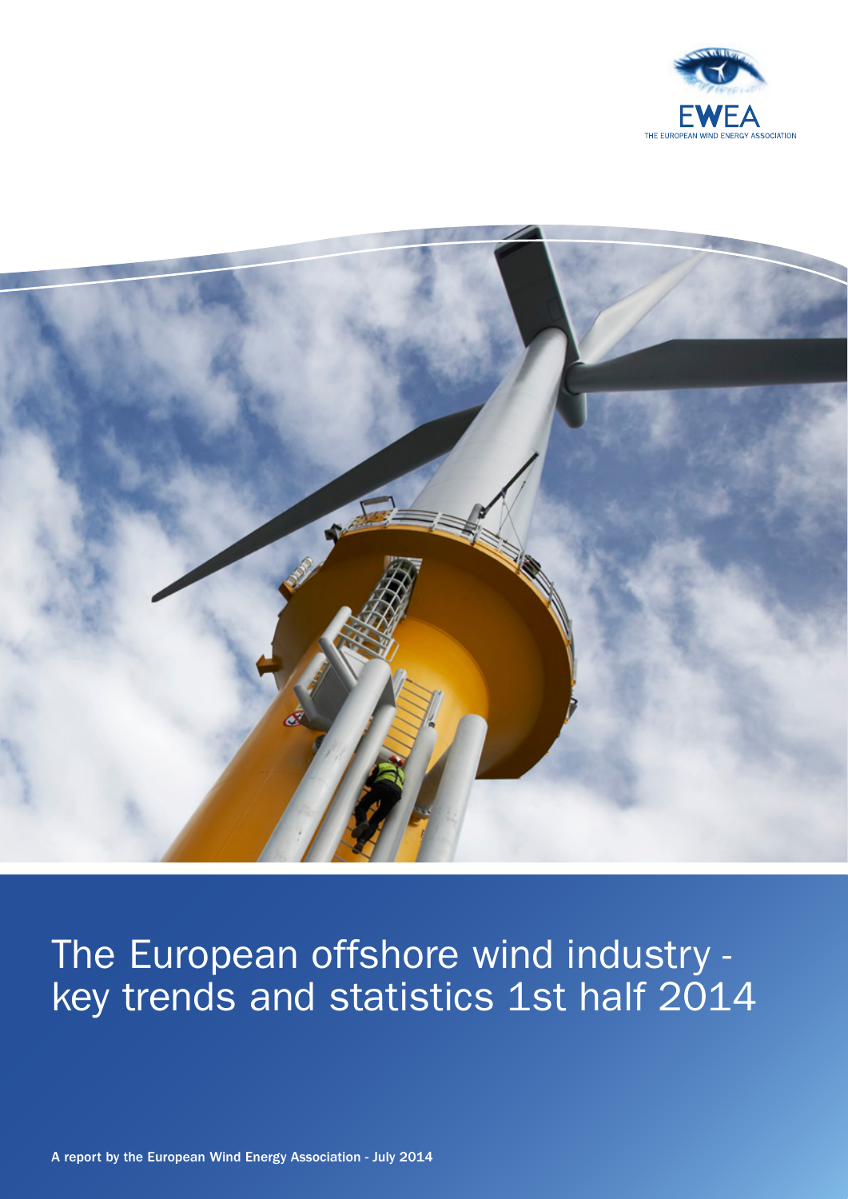EWEA

THE EUROPEAN WIND ENERGY ASSOCIATION

# The European offshore wind industry - key trends and statistics 1st half 2014

**A report by the European Wind Energy Association - July 2014**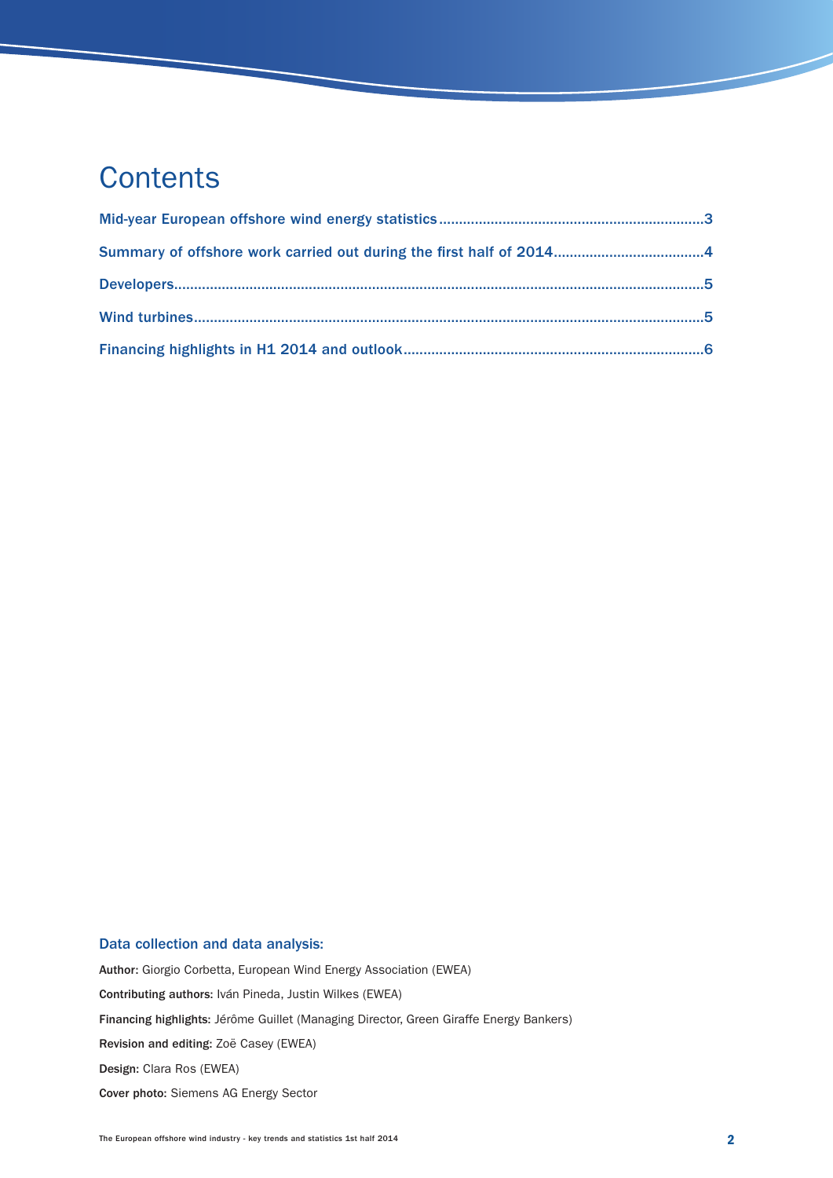# Contents

Mid-year European offshore wind energy statistics ..................................................................3

Summary of offshore work carried out during the first half of 2014 .....................................4

Developers ....................................................................................................................................5

Wind turbines ...............................................................................................................................5

Financing highlights in H1 2014 and outlook ...........................................................................6

### Data collection and data analysis:

**Author:** Giorgio Corbetta, European Wind Energy Association (EWEA)

**Contributing authors:** Iván Pineda, Justin Wilkes (EWEA)

**Financing highlights:** Jérôme Guillet (Managing Director, Green Giraffe Energy Bankers)

**Revision and editing:** Zoë Casey (EWEA)

**Design:** Clara Ros (EWEA)

**Cover photo:** Siemens AG Energy Sector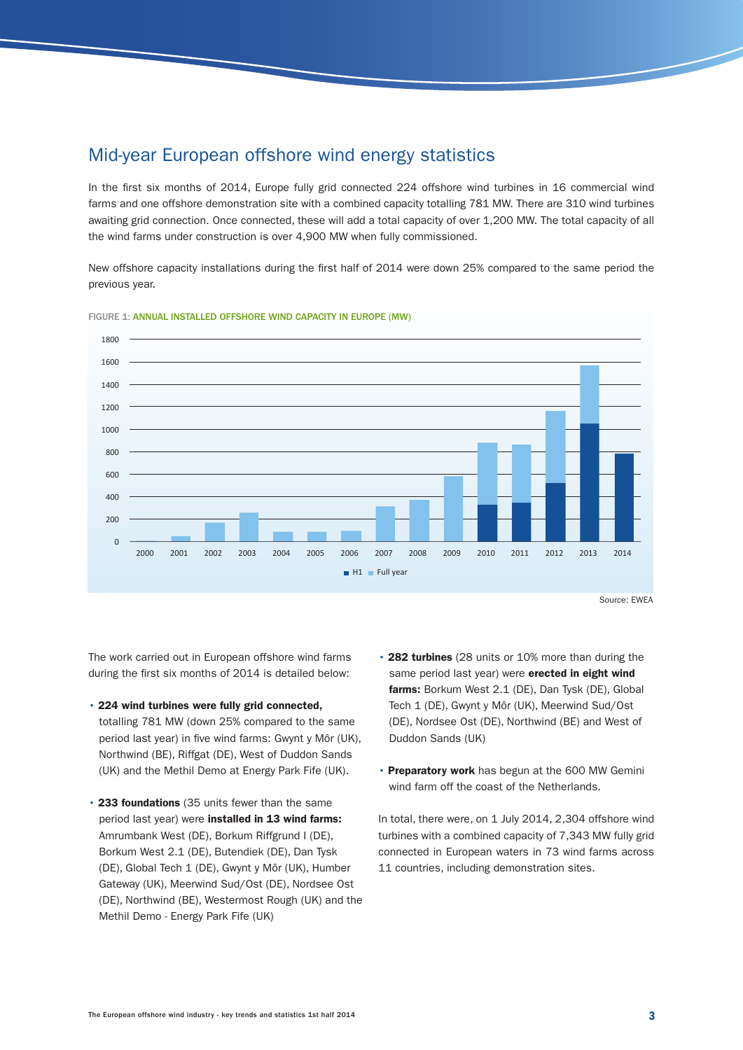## Mid-year European offshore wind energy statistics

In the first six months of 2014, Europe fully grid connected 224 offshore wind turbines in 16 commercial wind farms and one offshore demonstration site with a combined capacity totalling 781 MW. There are 310 wind turbines awaiting grid connection. Once connected, these will add a total capacity of over 1,200 MW. The total capacity of all the wind farms under construction is over 4,900 MW when fully commissioned.

New offshore capacity installations during the first half of 2014 were down 25% compared to the same period the previous year.

FIGURE 1: ANNUAL INSTALLED OFFSHORE WIND CAPACITY IN EUROPE (MW)

Source: EWEA

The work carried out in European offshore wind farms during the first six months of 2014 is detailed below:

- **224 wind turbines were fully grid connected,** totalling 781 MW (down 25% compared to the same period last year) in five wind farms: Gwynt y Môr (UK), Northwind (BE), Riffgat (DE), West of Duddon Sands (UK) and the Methil Demo at Energy Park Fife (UK).
- **233 foundations** (35 units fewer than the same period last year) were **installed in 13 wind farms:** Amrumbank West (DE), Borkum Riffgrund I (DE), Borkum West 2.1 (DE), Butendiek (DE), Dan Tysk (DE), Global Tech 1 (DE), Gwynt y Môr (UK), Humber Gateway (UK), Meerwind Sud/Ost (DE), Nordsee Ost (DE), Northwind (BE), Westermost Rough (UK) and the Methil Demo - Energy Park Fife (UK)
- **282 turbines** (28 units or 10% more than during the same period last year) were **erected in eight wind farms:** Borkum West 2.1 (DE), Dan Tysk (DE), Global Tech 1 (DE), Gwynt y Môr (UK), Meerwind Sud/Ost (DE), Nordsee Ost (DE), Northwind (BE) and West of Duddon Sands (UK)
- **Preparatory work** has begun at the 600 MW Gemini wind farm off the coast of the Netherlands.

In total, there were, on 1 July 2014, 2,304 offshore wind turbines with a combined capacity of 7,343 MW fully grid connected in European waters in 73 wind farms across 11 countries, including demonstration sites.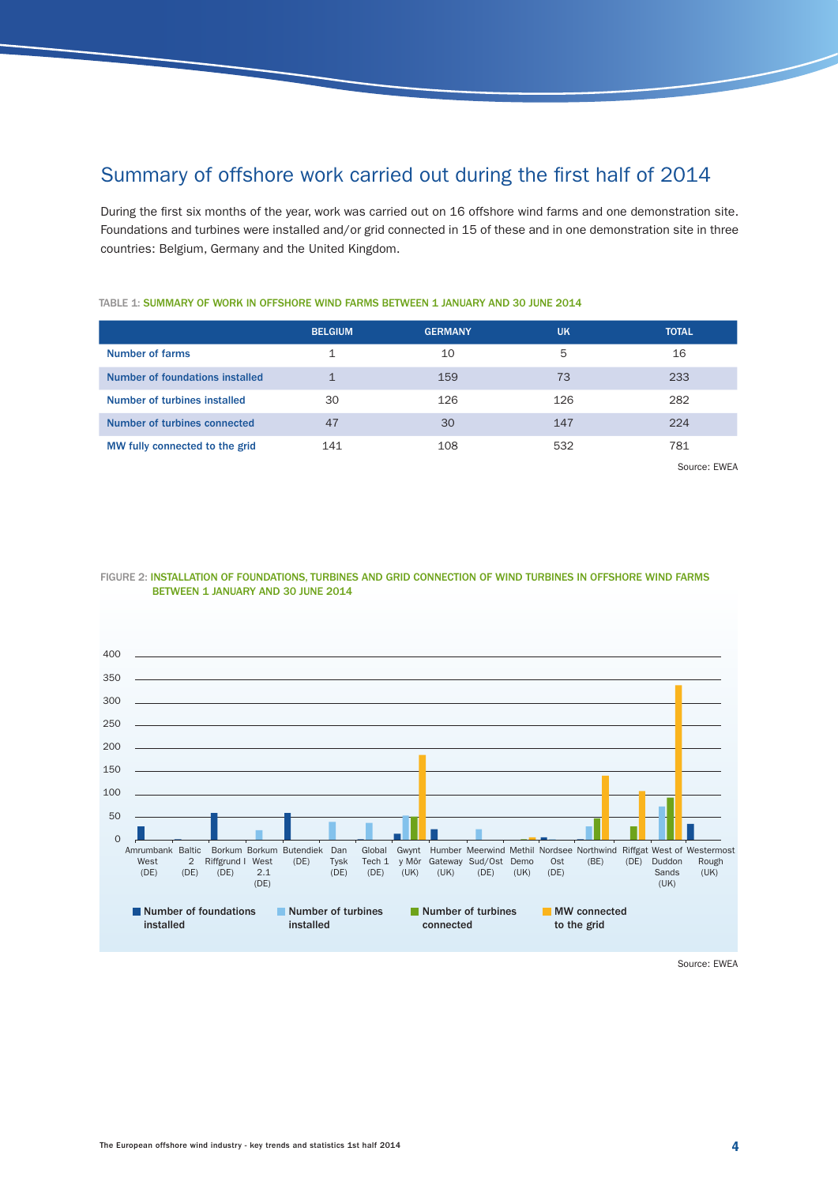# Summary of offshore work carried out during the first half of 2014

During the first six months of the year, work was carried out on 16 offshore wind farms and one demonstration site. Foundations and turbines were installed and/or grid connected in 15 of these and in one demonstration site in three countries: Belgium, Germany and the United Kingdom.

TABLE 1: SUMMARY OF WORK IN OFFSHORE WIND FARMS BETWEEN 1 JANUARY AND 30 JUNE 2014

| | BELGIUM | GERMANY | UK | TOTAL |
|---|---|---|---|---|
| Number of farms | 1 | 10 | 5 | 16 |
| Number of foundations installed | 1 | 159 | 73 | 233 |
| Number of turbines installed | 30 | 126 | 126 | 282 |
| Number of turbines connected | 47 | 30 | 147 | 224 |
| MW fully connected to the grid | 141 | 108 | 532 | 781 |

Source: EWEA

FIGURE 2: INSTALLATION OF FOUNDATIONS, TURBINES AND GRID CONNECTION OF WIND TURBINES IN OFFSHORE WIND FARMS BETWEEN 1 JANUARY AND 30 JUNE 2014

Source: EWEA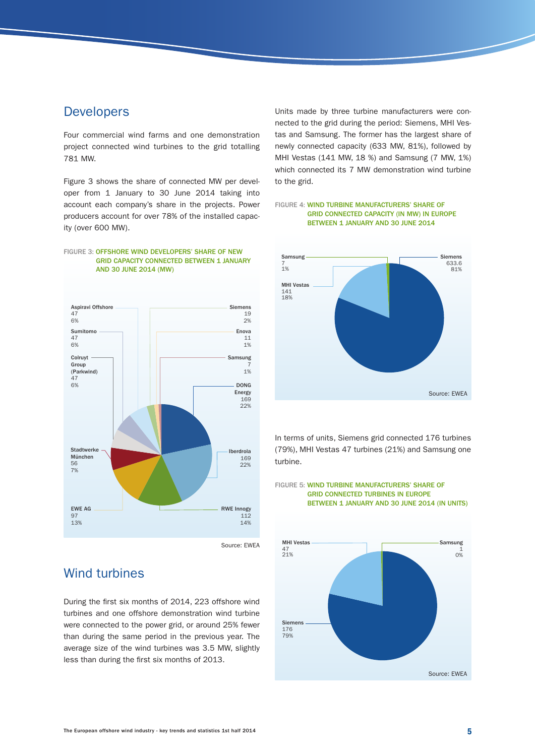## Developers

Four commercial wind farms and one demonstration project connected wind turbines to the grid totalling 781 MW.

Figure 3 shows the share of connected MW per developer from 1 January to 30 June 2014 taking into account each company's share in the projects. Power producers account for over 78% of the installed capacity (over 600 MW).

FIGURE 3: OFFSHORE WIND DEVELOPERS' SHARE OF NEW GRID CAPACITY CONNECTED BETWEEN 1 JANUARY AND 30 JUNE 2014 (MW)

| Developer | MW | Share |
|---|---|---|
| Aspiravi Offshore | 47 | 6% |
| Sumitomo | 47 | 6% |
| Colruyt Group (Parkwind) | 47 | 6% |
| Stadtwerke München | 56 | 7% |
| EWE AG | 97 | 13% |
| Siemens | 19 | 2% |
| Enova | 11 | 1% |
| Samsung | 7 | 1% |
| DONG Energy | 169 | 22% |
| Iberdrola | 169 | 22% |
| RWE Innogy | 112 | 14% |

Source: EWEA

## Wind turbines

During the first six months of 2014, 223 offshore wind turbines and one offshore demonstration wind turbine were connected to the power grid, or around 25% fewer than during the same period in the previous year. The average size of the wind turbines was 3.5 MW, slightly less than during the first six months of 2013.

Units made by three turbine manufacturers were connected to the grid during the period: Siemens, MHI Vestas and Samsung. The former has the largest share of newly connected capacity (633 MW, 81%), followed by MHI Vestas (141 MW, 18 %) and Samsung (7 MW, 1%) which connected its 7 MW demonstration wind turbine to the grid.

FIGURE 4: WIND TURBINE MANUFACTURERS' SHARE OF GRID CONNECTED CAPACITY (IN MW) IN EUROPE BETWEEN 1 JANUARY AND 30 JUNE 2014

| Manufacturer | MW | Share |
|---|---|---|
| Samsung | 7 | 1% |
| MHI Vestas | 141 | 18% |
| Siemens | 633.6 | 81% |

Source: EWEA

In terms of units, Siemens grid connected 176 turbines (79%), MHI Vestas 47 turbines (21%) and Samsung one turbine.

FIGURE 5: WIND TURBINE MANUFACTURERS' SHARE OF GRID CONNECTED TURBINES IN EUROPE BETWEEN 1 JANUARY AND 30 JUNE 2014 (IN UNITS)

| Manufacturer | Units | Share |
|---|---|---|
| MHI Vestas | 47 | 21% |
| Samsung | 1 | 0% |
| Siemens | 176 | 79% |

Source: EWEA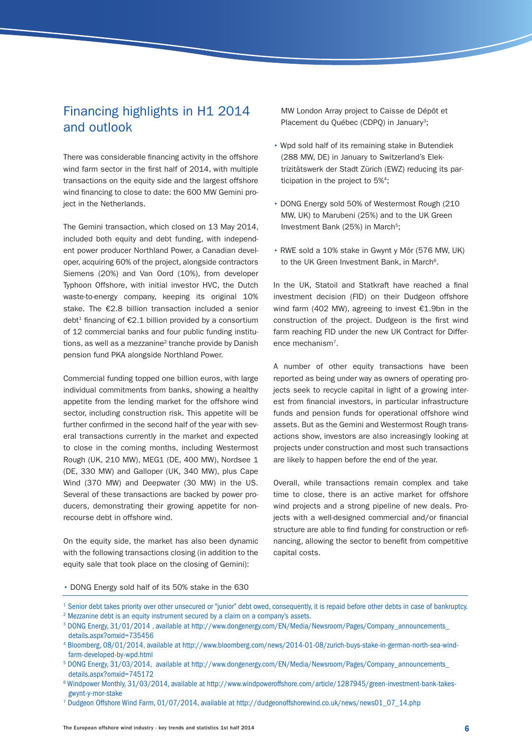## Financing highlights in H1 2014 and outlook

There was considerable financing activity in the offshore wind farm sector in the first half of 2014, with multiple transactions on the equity side and the largest offshore wind financing to close to date: the 600 MW Gemini project in the Netherlands.

The Gemini transaction, which closed on 13 May 2014, included both equity and debt funding, with independent power producer Northland Power, a Canadian developer, acquiring 60% of the project, alongside contractors Siemens (20%) and Van Oord (10%), from developer Typhoon Offshore, with initial investor HVC, the Dutch waste-to-energy company, keeping its original 10% stake. The €2.8 billion transaction included a senior debt[1] financing of €2.1 billion provided by a consortium of 12 commercial banks and four public funding institutions, as well as a mezzanine[2] tranche provide by Danish pension fund PKA alongside Northland Power.

Commercial funding topped one billion euros, with large individual commitments from banks, showing a healthy appetite from the lending market for the offshore wind sector, including construction risk. This appetite will be further confirmed in the second half of the year with several transactions currently in the market and expected to close in the coming months, including Westermost Rough (UK, 210 MW), MEG1 (DE, 400 MW), Nordsee 1 (DE, 330 MW) and Galloper (UK, 340 MW), plus Cape Wind (370 MW) and Deepwater (30 MW) in the US. Several of these transactions are backed by power producers, demonstrating their growing appetite for non-recourse debt in offshore wind.

On the equity side, the market has also been dynamic with the following transactions closing (in addition to the equity sale that took place on the closing of Gemini):

- DONG Energy sold half of its 50% stake in the 630 MW London Array project to Caisse de Dépôt et Placement du Québec (CDPQ) in January[3];
- Wpd sold half of its remaining stake in Butendiek (288 MW, DE) in January to Switzerland's Elektrizitätswerk der Stadt Zürich (EWZ) reducing its participation in the project to 5%[4];
- DONG Energy sold 50% of Westermost Rough (210 MW, UK) to Marubeni (25%) and to the UK Green Investment Bank (25%) in March[5];
- RWE sold a 10% stake in Gwynt y Môr (576 MW, UK) to the UK Green Investment Bank, in March[6].

In the UK, Statoil and Statkraft have reached a final investment decision (FID) on their Dudgeon offshore wind farm (402 MW), agreeing to invest €1.9bn in the construction of the project. Dudgeon is the first wind farm reaching FID under the new UK Contract for Difference mechanism[7].

A number of other equity transactions have been reported as being under way as owners of operating projects seek to recycle capital in light of a growing interest from financial investors, in particular infrastructure funds and pension funds for operational offshore wind assets. But as the Gemini and Westermost Rough transactions show, investors are also increasingly looking at projects under construction and most such transactions are likely to happen before the end of the year.

Overall, while transactions remain complex and take time to close, there is an active market for offshore wind projects and a strong pipeline of new deals. Projects with a well-designed commercial and/or financial structure are able to find funding for construction or refinancing, allowing the sector to benefit from competitive capital costs.

---

[1] Senior debt takes priority over other unsecured or "junior" debt owed, consequently, it is repaid before other debts in case of bankruptcy.

[2] Mezzanine debt is an equity instrument secured by a claim on a company's assets.

[3] DONG Energy, 31/01/2014 , available at http://www.dongenergy.com/EN/Media/Newsroom/Pages/Company_announcements_details.aspx?omxid=735456

[4] Bloomberg, 08/01/2014, available at http://www.bloomberg.com/news/2014-01-08/zurich-buys-stake-in-german-north-sea-wind-farm-developed-by-wpd.html

[5] DONG Energy, 31/03/2014, available at http://www.dongenergy.com/EN/Media/Newsroom/Pages/Company_announcements_details.aspx?omxid=745172

[6] Windpower Monthly, 31/03/2014, available at http://www.windpoweroffshore.com/article/1287945/green-investment-bank-takes-gwynt-y-mor-stake

[7] Dudgeon Offshore Wind Farm, 01/07/2014, available at http://dudgeonoffshorewind.co.uk/news/news01_07_14.php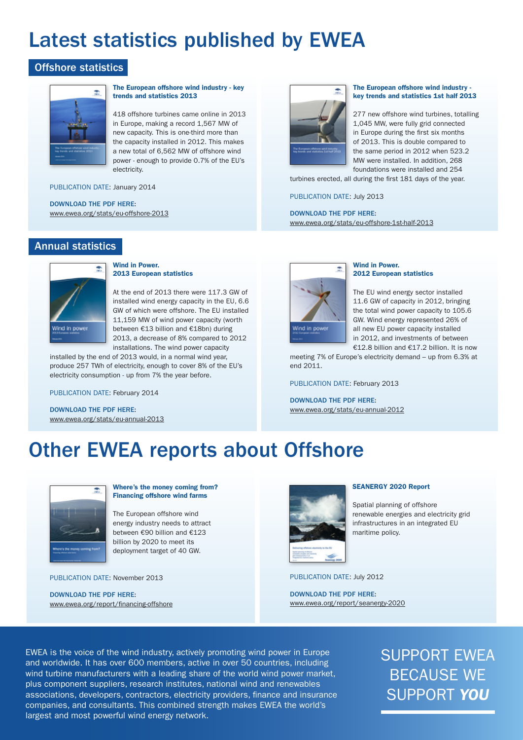# Latest statistics published by EWEA

## Offshore statistics

### The European offshore wind industry - key trends and statistics 2013

418 offshore turbines came online in 2013 in Europe, making a record 1,567 MW of new capacity. This is one-third more than the capacity installed in 2012. This makes a new total of 6,562 MW of offshore wind power - enough to provide 0.7% of the EU's electricity.

PUBLICATION DATE: January 2014

**DOWNLOAD THE PDF HERE:**
www.ewea.org/stats/eu-offshore-2013

### The European offshore wind industry - key trends and statistics 1st half 2013

277 new offshore wind turbines, totalling 1,045 MW, were fully grid connected in Europe during the first six months of 2013. This is double compared to the same period in 2012 when 523.2 MW were installed. In addition, 268 foundations were installed and 254 turbines erected, all during the first 181 days of the year.

PUBLICATION DATE: July 2013

**DOWNLOAD THE PDF HERE:**
www.ewea.org/stats/eu-offshore-1st-half-2013

## Annual statistics

### Wind in Power. 2013 European statistics

At the end of 2013 there were 117.3 GW of installed wind energy capacity in the EU, 6.6 GW of which were offshore. The EU installed 11,159 MW of wind power capacity (worth between €13 billion and €18bn) during 2013, a decrease of 8% compared to 2012 installations. The wind power capacity installed by the end of 2013 would, in a normal wind year, produce 257 TWh of electricity, enough to cover 8% of the EU's electricity consumption - up from 7% the year before.

PUBLICATION DATE: February 2014

**DOWNLOAD THE PDF HERE:**
www.ewea.org/stats/eu-annual-2013

### Wind in Power. 2012 European statistics

The EU wind energy sector installed 11.6 GW of capacity in 2012, bringing the total wind power capacity to 105.6 GW. Wind energy represented 26% of all new EU power capacity installed in 2012, and investments of between €12.8 billion and €17.2 billion. It is now meeting 7% of Europe's electricity demand – up from 6.3% at end 2011.

PUBLICATION DATE: February 2013

**DOWNLOAD THE PDF HERE:**
www.ewea.org/stats/eu-annual-2012

# Other EWEA reports about Offshore

### Where's the money coming from? Financing offshore wind farms

The European offshore wind energy industry needs to attract between €90 billion and €123 billion by 2020 to meet its deployment target of 40 GW.

PUBLICATION DATE: November 2013

**DOWNLOAD THE PDF HERE:**
www.ewea.org/report/financing-offshore

### SEANERGY 2020 Report

Spatial planning of offshore renewable energies and electricity grid infrastructures in an integrated EU maritime policy.

PUBLICATION DATE: July 2012

**DOWNLOAD THE PDF HERE:**
www.ewea.org/report/seanergy-2020

EWEA is the voice of the wind industry, actively promoting wind power in Europe and worldwide. It has over 600 members, active in over 50 countries, including wind turbine manufacturers with a leading share of the world wind power market, plus component suppliers, research institutes, national wind and renewables associations, developers, contractors, electricity providers, finance and insurance companies, and consultants. This combined strength makes EWEA the world's largest and most powerful wind energy network.

SUPPORT EWEA BECAUSE WE SUPPORT ***YOU***